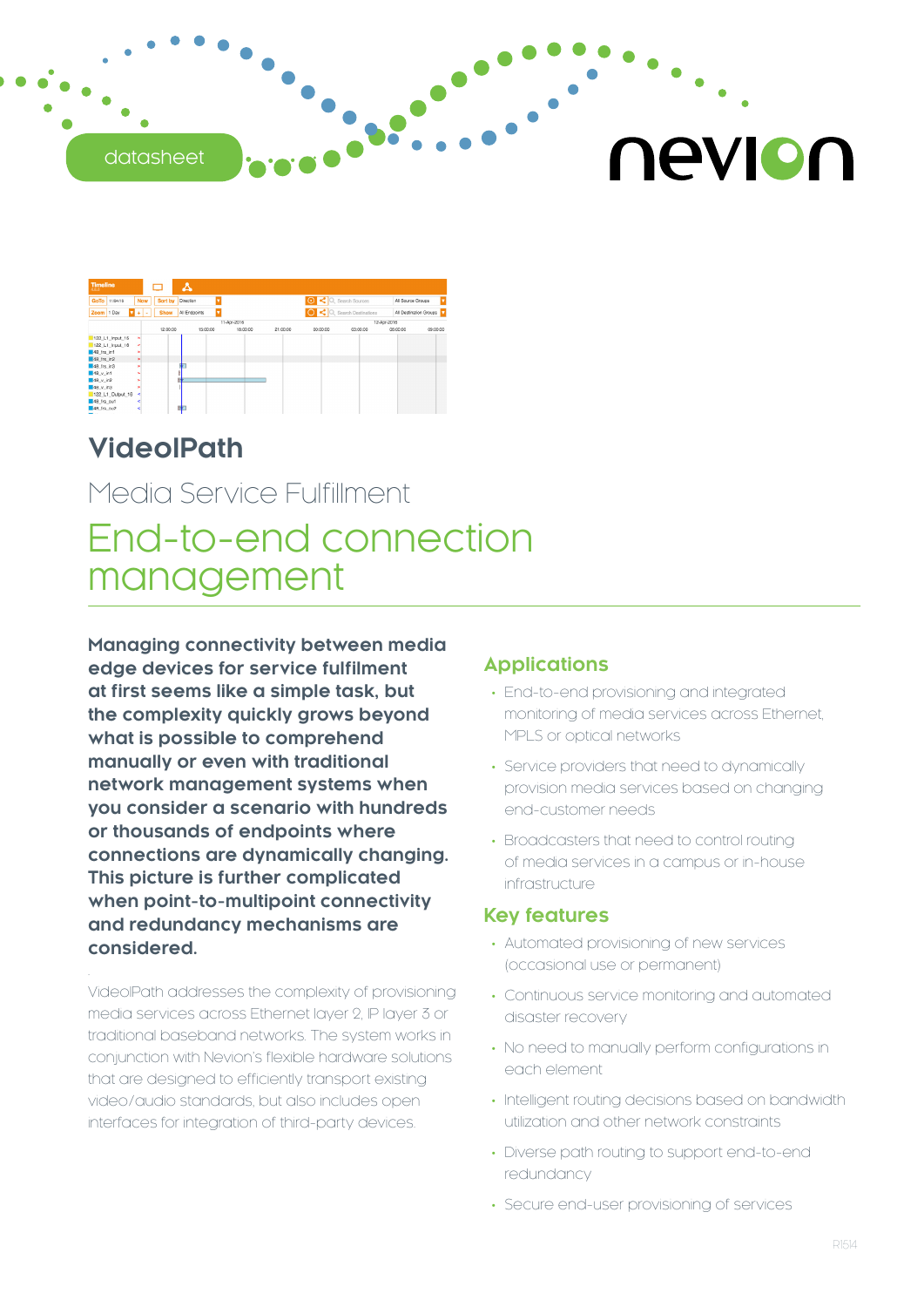datasheet

# VideoIPath

## Media Service Fulfillment

# End-to-end connection management

**Managing connectivity between media edge devices for service fulfilment at first seems like a simple task, but the complexity quickly grows beyond what is possible to comprehend manually or even with traditional network management systems when you consider a scenario with hundreds or thousands of endpoints where connections are dynamically changing. This picture is further complicated when point-to-multipoint connectivity and redundancy mechanisms are considered.**

VideoIPath addresses the complexity of provisioning media services across Ethernet layer 2, IP layer 3 or traditional baseband networks. The system works in conjunction with Nevion's flexible hardware solutions that are designed to efficiently transport existing video/audio standards, but also includes open interfaces for integration of third-party devices.

## Applications

- End-to-end provisioning and integrated monitoring of media services across Ethernet, MPLS or optical networks
- Service providers that need to dynamically provision media services based on changing end-customer needs
- Broadcasters that need to control routing of media services in a campus or in-house infrastructure

## Key features

- Automated provisioning of new services (occasional use or permanent)
- Continuous service monitoring and automated disaster recovery
- No need to manually perform configurations in each element
- Intelligent routing decisions based on bandwidth utilization and other network constraints
- Diverse path routing to support end-to-end redundancy
- Secure end-user provisioning of services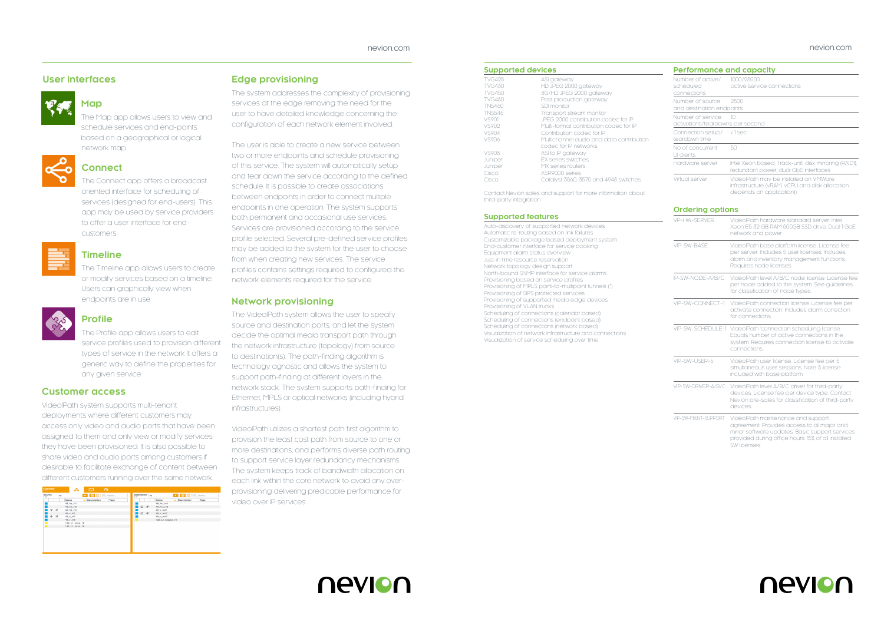## User interfaces

### Map

The Map app allows users to view and schedule services and end-points based on a geographical or logical network map.

### Connect

The Connect app offers a broadcast oriented interface for scheduling of services (designed for end-users). This app may be used by service providers to offer a user interface for end-customers.

### Timeline

The Timeline app allows users to create or modify services based on a timeline. Users can graphically view when endpoints are in use.

### Profile

The Profile app allows users to edit service profiles used to provision different types of service in the network It offers a generic way to define the properties for any given service.

## Customer access

VideoIPath system supports multi-tenant deployments where different customers may access only video and audio ports that have been assigned to them and only view or modify services they have been provisioned. It is also possible to share video and audio ports among customers if desirable to facilitate exchange of content between different customers running over the same network.

## Edge provisioning

The system addresses the complexity of provisioning services at the edge removing the need for the user to have detailed knowledge concerning the configuration of each network element involved.

The user is able to create a new service between two or more endpoints and schedule provisioning of this service. The system will automatically setup and tear down the service according to the defined schedule. It is possible to create associations between endpoints in order to connect multiple endpoints in one operation. The system supports both permanent and occasional use services. Services are provisioned according to the service profile selected. Several pre-defined service profiles may be added to the system for the user to choose from when creating new services. The service profiles contains settings required to configured the network elements required for the service.

## Network provisioning

The VideoIPath system allows the user to specify source and destination ports, and let the system decide the optimal media transport path through the network infrastructure (topology) from source to destination(s). The path-finding algorithm is technology agnostic and allows the system to support path-finding at different layers in the network stack. The system supports path-finding for Ethernet, MPLS or optical networks (including hybrid infrastructures).

VideoIPath utilizes a shortest path first algorithm to provision the least cost path from source to one or more destinations, and performs diverse path routing to support service layer redundancy mechanisms. The system keeps track of bandwidth allocation on each link within the core network to avoid any over-provisioning delivering predicable performance for video over IP services.

## Supported devices

| | |
|---|---|
| TVG425 | ASI gateway |
| TVG430 | HD JPEG 2000 gateway |
| TVG450 | 3G/HD JPEG 2000 gateway |
| TVG480 | Post production gateway |
| TNS460 | SDI monitor |
| TNS546 | Transport stream monitor |
| VS901 | JPEG 2000 contribution codec for IP |
| VS902 | Multi-format contribution codec for IP |
| VS904 | Contribution codec for IP |
| VS906 | Multichannel audio and data contribution codec for IP networks |
| VS908 | ASI to IP gateway |
| Juniper | EX series switches |
| Juniper | MX series routers |
| Cisco | ASR9000 series |
| Cisco | Catalyst 3560, 3570 and 4948 switches |

Contact Nevion sales and support for more information about third-party integration

## Supported features

- Auto-discovery of supported network devices
- Automatic re-routing based on link failures
- Customizable package based deployment system
- End-customer interface for service booking
- Equipment alarm status overview
- Just-in time resource reservation
- Network topology design support
- North-bound SNMP interface for service alarms
- Provisioning based on service profiles
- Provisioning of MPLS point-to-multipoint tunnels (*)
- Provisioning of SIPS protected services
- Provisioning of supported media edge devices
- Provisioning of VLAN trunks
- Scheduling of connections (calendar based)
- Scheduling of connections (endpoint based)
- Scheduling of connections (network based)
- Visualization of network infrastructure and connections
- Visualization of service scheduling over time

## Performance and capacity

| | |
|---|---|
| Number of active/scheduled connections | 1000/25000 active service connections |
| Number of source and destination endpoints | 2500 |
| Number of service activations/teardowns per second | 10 |
| Connection setup/teardown time | < 1 sec |
| No of concurrent UI clients | 50 |
| Hardware server | Intel Xeon based, 1 rack-unit, disk mirroring (RAID1), redundant power, dual GbE interfaces |
| Virtual server | VideoIPath may be installed on VMWare infrastructure (vRAM, vCPU and disk allocation depends on application) |

## Ordering options

| | |
|---|---|
| VP-HW-SERVER | VideoIPath hardware standard server. Intel Xeon E5 32 GB RAM 500GB SSD drive. Dual 1 GbE network and power |
| VIP-SW-BASE | VideoIPath base platform license. License fee per server. Includes 5 user licenses. Includes alarm and inventory management functions. Requires node licenses. |
| IP-SW-NODE-A/B/C | VideoIPath level A/B/C node license. License fee per node added to the system. See guidelines for classification of node types. |
| VIP-SW-CONNECT-1 | VideoIPath connection license. License fee per activate connection. Includes alarm correction for connections. |
| VIP-SW-SCHEDULE-1 | VideoIPath connection scheduling license. Equals number of active connections in the system. Requires connection license to activate connections. |
| VIP-SW-USER-5 | VideoIPath user license. License fee per 5 simultaneous user sessions. Note 5 license included with base platform. |
| VIP-SW-DRIVER-A/B/C | VideoIPath level A/B/C driver for third-party devices. License fee per device type. Contact Nevion pre-sales for classification of third-party devices. |
| VIP-SW-MAINT-SUPPORT | VideoIPath maintenance and support agreement. Provides access to all major and minor software updates. Basic support services provided during office hours. 15% of all installed SW licenses. |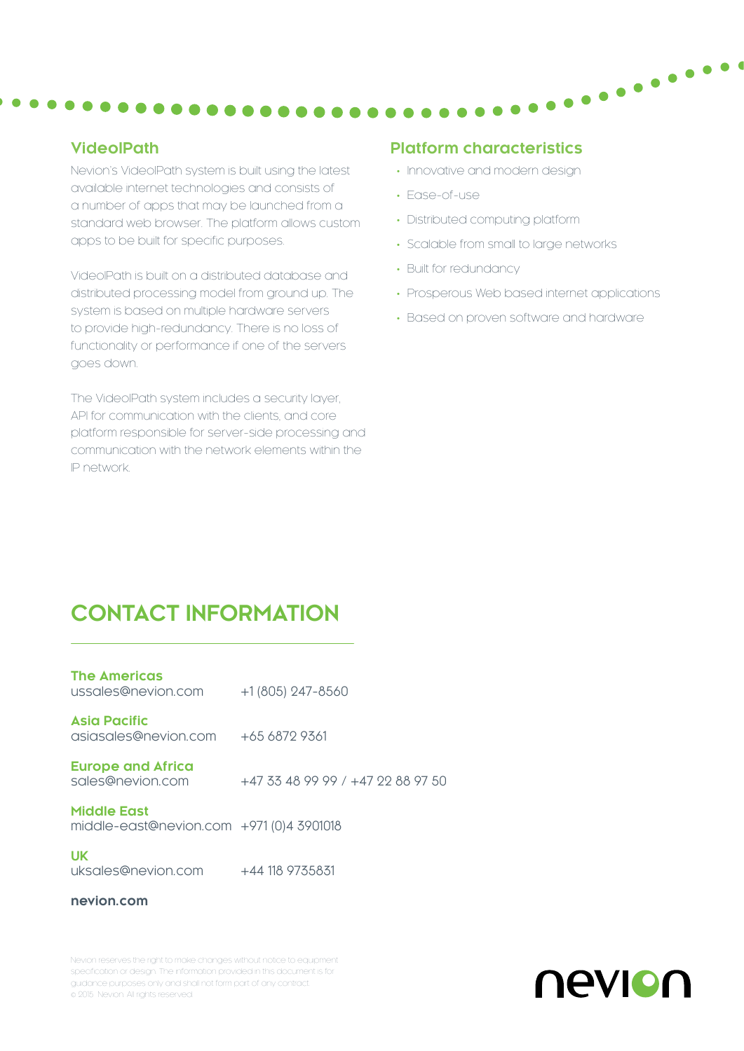## VideoIPath

Nevion's VideoIPath system is built using the latest available internet technologies and consists of a number of apps that may be launched from a standard web browser. The platform allows custom apps to be built for specific purposes.

VideoIPath is built on a distributed database and distributed processing model from ground up. The system is based on multiple hardware servers to provide high-redundancy. There is no loss of functionality or performance if one of the servers goes down.

The VideoIPath system includes a security layer, API for communication with the clients, and core platform responsible for server-side processing and communication with the network elements within the IP network.

## Platform characteristics

- Innovative and modern design
- Ease-of-use
- Distributed computing platform
- Scalable from small to large networks
- Built for redundancy
- Prosperous Web based internet applications
- Based on proven software and hardware

# CONTACT INFORMATION

**The Americas**
ussales@nevion.com +1 (805) 247-8560

**Asia Pacific**
asiasales@nevion.com +65 6872 9361

**Europe and Africa**
sales@nevion.com +47 33 48 99 99 / +47 22 88 97 50

**Middle East**
middle-east@nevion.com +971 (0)4 3901018

**UK**
uksales@nevion.com +44 118 9735831

**nevion.com**

Nevion reserves the right to make changes without notice to equipment specification or design. The information provided in this document is for guidance purposes only and shall not form part of any contract.
© 2015 Nevion. All rights reserved.

nevion